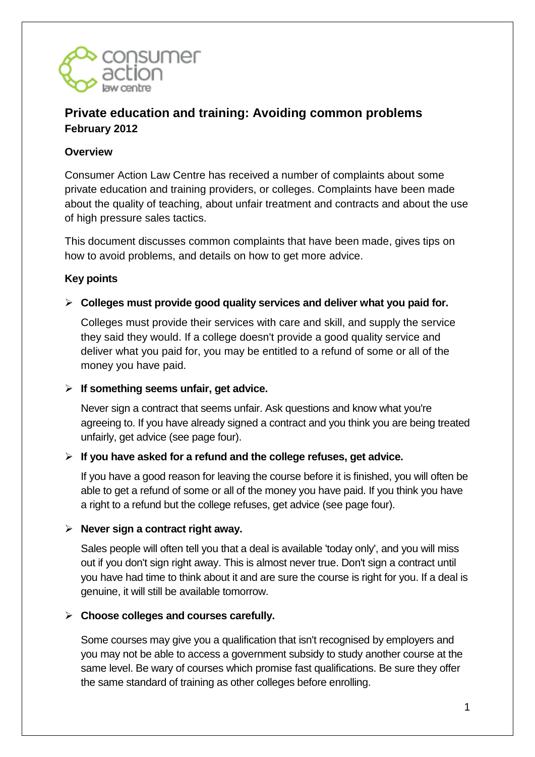# Private education and training: Avoiding common problems

**February 2012**

## Overview

Consumer Action Law Centre has received a number of complaints about some private education and training providers, or colleges. Complaints have been made about the quality of teaching, about unfair treatment and contracts and about the use of high pressure sales tactics.

This document discusses common complaints that have been made, gives tips on how to avoid problems, and details on how to get more advice.

## Key points

- **Colleges must provide good quality services and deliver what you paid for.**

  Colleges must provide their services with care and skill, and supply the service they said they would. If a college doesn't provide a good quality service and deliver what you paid for, you may be entitled to a refund of some or all of the money you have paid.

- **If something seems unfair, get advice.**

  Never sign a contract that seems unfair. Ask questions and know what you're agreeing to. If you have already signed a contract and you think you are being treated unfairly, get advice (see page four).

- **If you have asked for a refund and the college refuses, get advice.**

  If you have a good reason for leaving the course before it is finished, you will often be able to get a refund of some or all of the money you have paid. If you think you have a right to a refund but the college refuses, get advice (see page four).

- **Never sign a contract right away.**

  Sales people will often tell you that a deal is available 'today only', and you will miss out if you don't sign right away. This is almost never true. Don't sign a contract until you have had time to think about it and are sure the course is right for you. If a deal is genuine, it will still be available tomorrow.

- **Choose colleges and courses carefully.**

  Some courses may give you a qualification that isn't recognised by employers and you may not be able to access a government subsidy to study another course at the same level. Be wary of courses which promise fast qualifications. Be sure they offer the same standard of training as other colleges before enrolling.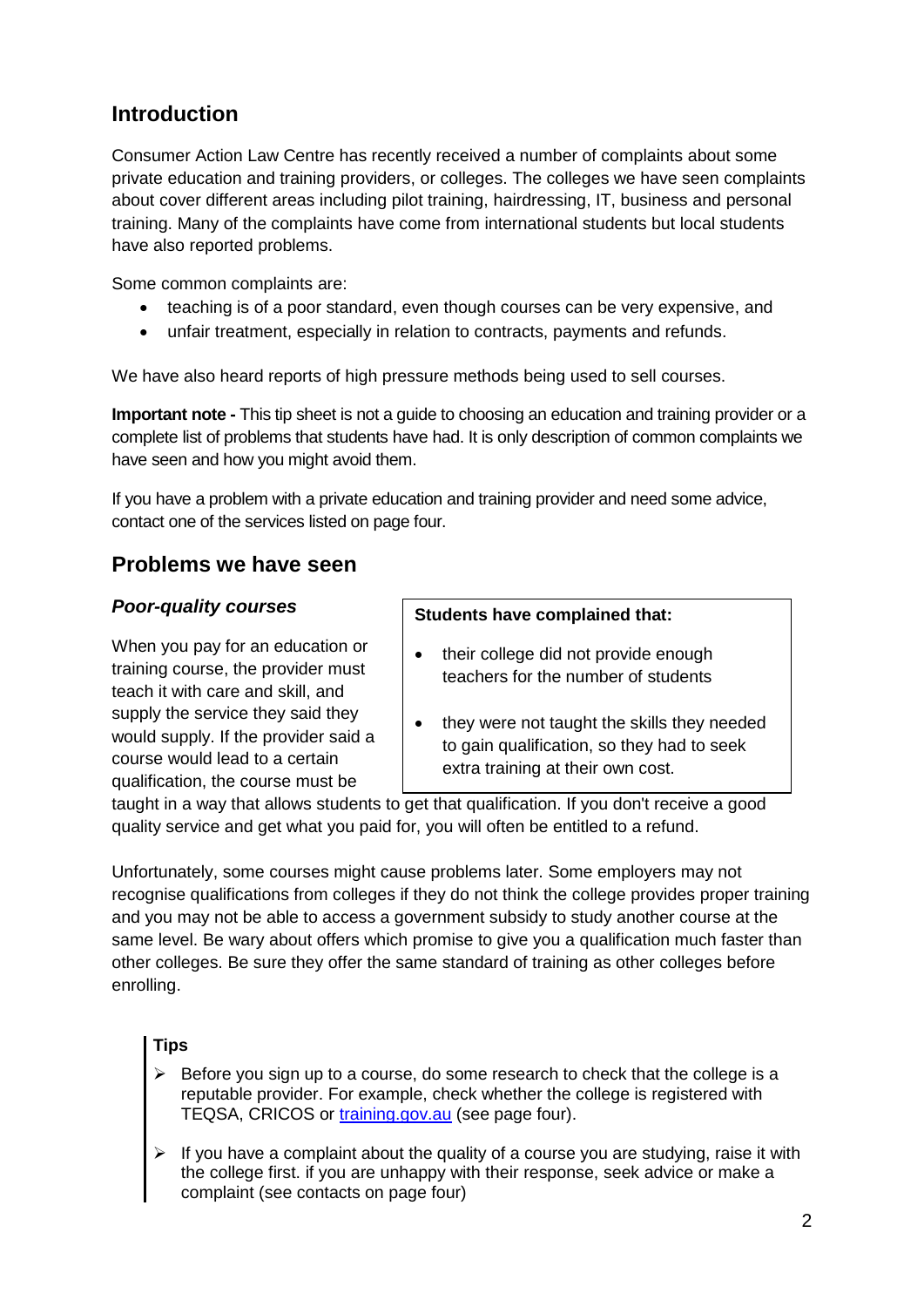## Introduction

Consumer Action Law Centre has recently received a number of complaints about some private education and training providers, or colleges. The colleges we have seen complaints about cover different areas including pilot training, hairdressing, IT, business and personal training. Many of the complaints have come from international students but local students have also reported problems.

Some common complaints are:

- teaching is of a poor standard, even though courses can be very expensive, and
- unfair treatment, especially in relation to contracts, payments and refunds.

We have also heard reports of high pressure methods being used to sell courses.

**Important note -** This tip sheet is not a guide to choosing an education and training provider or a complete list of problems that students have had. It is only description of common complaints we have seen and how you might avoid them.

If you have a problem with a private education and training provider and need some advice, contact one of the services listed on page four.

## Problems we have seen

### *Poor-quality courses*

When you pay for an education or training course, the provider must teach it with care and skill, and supply the service they said they would supply. If the provider said a course would lead to a certain qualification, the course must be taught in a way that allows students to get that qualification. If you don't receive a good quality service and get what you paid for, you will often be entitled to a refund.

**Students have complained that:**

- their college did not provide enough teachers for the number of students
- they were not taught the skills they needed to gain qualification, so they had to seek extra training at their own cost.

Unfortunately, some courses might cause problems later. Some employers may not recognise qualifications from colleges if they do not think the college provides proper training and you may not be able to access a government subsidy to study another course at the same level. Be wary about offers which promise to give you a qualification much faster than other colleges. Be sure they offer the same standard of training as other colleges before enrolling.

**Tips**

- Before you sign up to a course, do some research to check that the college is a reputable provider. For example, check whether the college is registered with TEQSA, CRICOS or training.gov.au (see page four).
- If you have a complaint about the quality of a course you are studying, raise it with the college first. if you are unhappy with their response, seek advice or make a complaint (see contacts on page four)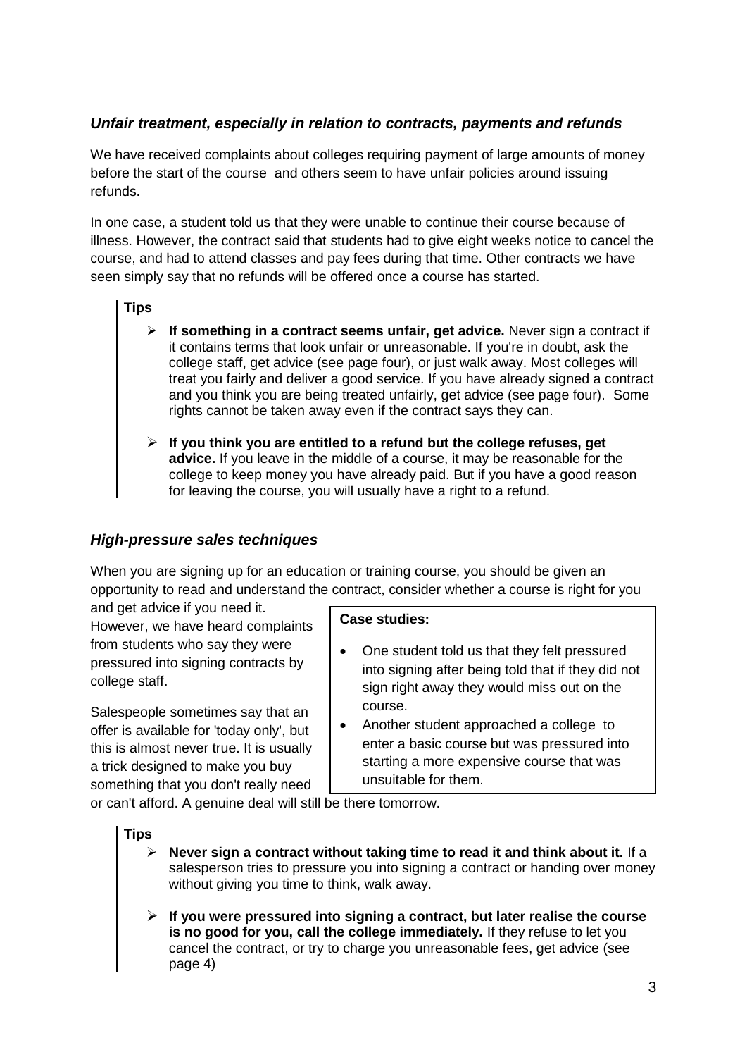### *Unfair treatment, especially in relation to contracts, payments and refunds*

We have received complaints about colleges requiring payment of large amounts of money before the start of the course and others seem to have unfair policies around issuing refunds.

In one case, a student told us that they were unable to continue their course because of illness. However, the contract said that students had to give eight weeks notice to cancel the course, and had to attend classes and pay fees during that time. Other contracts we have seen simply say that no refunds will be offered once a course has started.

**Tips**

- **If something in a contract seems unfair, get advice.** Never sign a contract if it contains terms that look unfair or unreasonable. If you're in doubt, ask the college staff, get advice (see page four), or just walk away. Most colleges will treat you fairly and deliver a good service. If you have already signed a contract and you think you are being treated unfairly, get advice (see page four). Some rights cannot be taken away even if the contract says they can.
- **If you think you are entitled to a refund but the college refuses, get advice.** If you leave in the middle of a course, it may be reasonable for the college to keep money you have already paid. But if you have a good reason for leaving the course, you will usually have a right to a refund.

### *High-pressure sales techniques*

When you are signing up for an education or training course, you should be given an opportunity to read and understand the contract, consider whether a course is right for you and get advice if you need it. However, we have heard complaints from students who say they were pressured into signing contracts by college staff.

Salespeople sometimes say that an offer is available for 'today only', but this is almost never true. It is usually a trick designed to make you buy something that you don't really need or can't afford. A genuine deal will still be there tomorrow.

**Case studies:**

- One student told us that they felt pressured into signing after being told that if they did not sign right away they would miss out on the course.
- Another student approached a college to enter a basic course but was pressured into starting a more expensive course that was unsuitable for them.

**Tips**

- **Never sign a contract without taking time to read it and think about it.** If a salesperson tries to pressure you into signing a contract or handing over money without giving you time to think, walk away.
- **If you were pressured into signing a contract, but later realise the course is no good for you, call the college immediately.** If they refuse to let you cancel the contract, or try to charge you unreasonable fees, get advice (see page 4)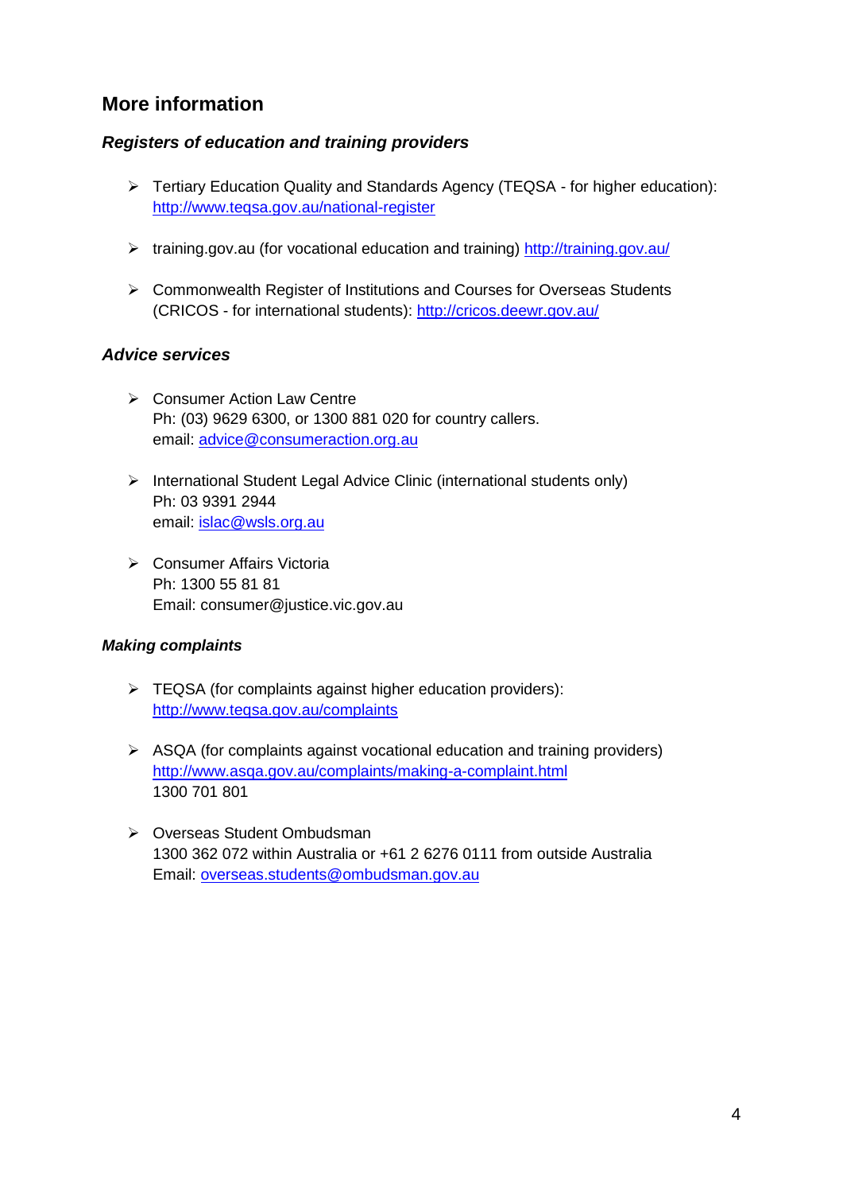## More information

### *Registers of education and training providers*

- Tertiary Education Quality and Standards Agency (TEQSA - for higher education): http://www.teqsa.gov.au/national-register
- training.gov.au (for vocational education and training) http://training.gov.au/
- Commonwealth Register of Institutions and Courses for Overseas Students (CRICOS - for international students): http://cricos.deewr.gov.au/

### *Advice services*

- Consumer Action Law Centre  
  Ph: (03) 9629 6300, or 1300 881 020 for country callers.  
  email: advice@consumeraction.org.au
- International Student Legal Advice Clinic (international students only)  
  Ph: 03 9391 2944  
  email: islac@wsls.org.au
- Consumer Affairs Victoria  
  Ph: 1300 55 81 81  
  Email: consumer@justice.vic.gov.au

### *Making complaints*

- TEQSA (for complaints against higher education providers): http://www.teqsa.gov.au/complaints
- ASQA (for complaints against vocational education and training providers) http://www.asqa.gov.au/complaints/making-a-complaint.html  
  1300 701 801
- Overseas Student Ombudsman  
  1300 362 072 within Australia or +61 2 6276 0111 from outside Australia  
  Email: overseas.students@ombudsman.gov.au